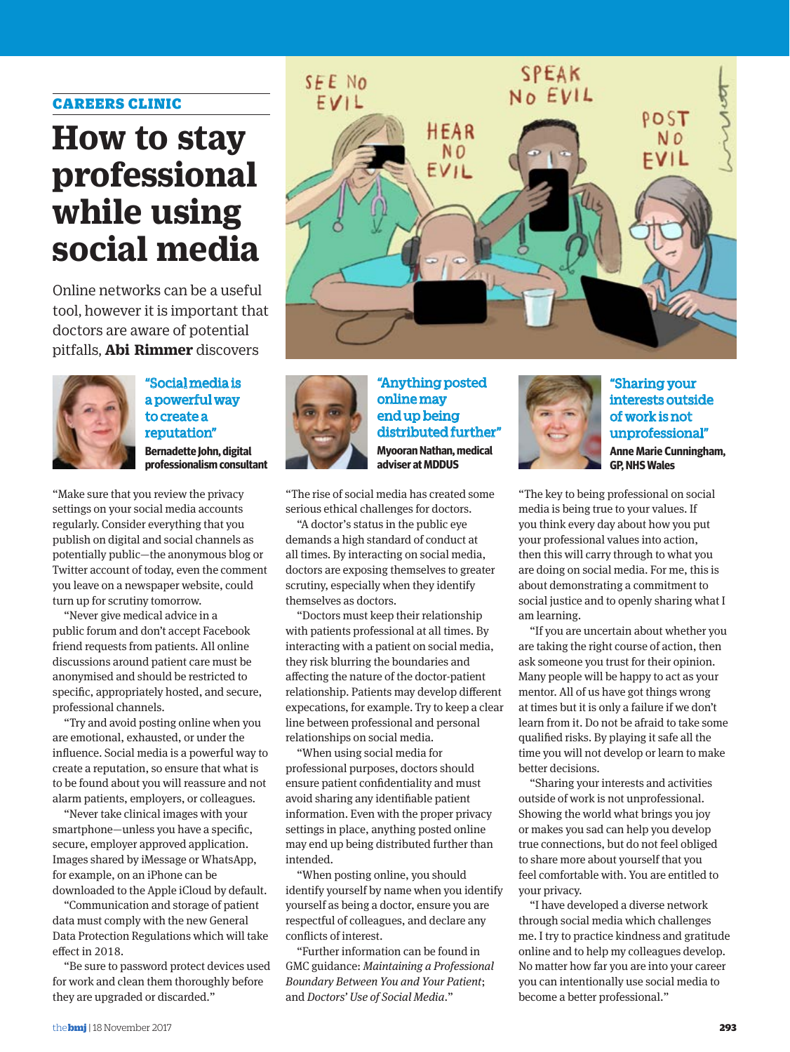CAREERS CLINIC

# How to stay professional while using social media

Online networks can be a useful tool, however it is important that doctors are aware of potential pitfalls, **Abi Rimmer** discovers

## "Social media is a powerful way to create a reputation"

**Bernadette John, digital professionalism consultant**

"Make sure that you review the privacy settings on your social media accounts regularly. Consider everything that you publish on digital and social channels as potentially public—the anonymous blog or Twitter account of today, even the comment you leave on a newspaper website, could turn up for scrutiny tomorrow.

"Never give medical advice in a public forum and don't accept Facebook friend requests from patients. All online discussions around patient care must be anonymised and should be restricted to specific, appropriately hosted, and secure, professional channels.

"Try and avoid posting online when you are emotional, exhausted, or under the influence. Social media is a powerful way to create a reputation, so ensure that what is to be found about you will reassure and not alarm patients, employers, or colleagues.

"Never take clinical images with your smartphone—unless you have a specific, secure, employer approved application. Images shared by iMessage or WhatsApp, for example, on an iPhone can be downloaded to the Apple iCloud by default.

"Communication and storage of patient data must comply with the new General Data Protection Regulations which will take effect in 2018.

"Be sure to password protect devices used for work and clean them thoroughly before they are upgraded or discarded."

## "Anything posted online may end up being distributed further"

**Myooran Nathan, medical adviser at MDDUS**

"The rise of social media has created some serious ethical challenges for doctors.

"A doctor's status in the public eye demands a high standard of conduct at all times. By interacting on social media, doctors are exposing themselves to greater scrutiny, especially when they identify themselves as doctors.

"Doctors must keep their relationship with patients professional at all times. By interacting with a patient on social media, they risk blurring the boundaries and affecting the nature of the doctor-patient relationship. Patients may develop different expecations, for example. Try to keep a clear line between professional and personal relationships on social media.

"When using social media for professional purposes, doctors should ensure patient confidentiality and must avoid sharing any identifiable patient information. Even with the proper privacy settings in place, anything posted online may end up being distributed further than intended.

"When posting online, you should identify yourself by name when you identify yourself as being a doctor, ensure you are respectful of colleagues, and declare any conflicts of interest.

"Further information can be found in GMC guidance: *Maintaining a Professional Boundary Between You and Your Patient*; and *Doctors' Use of Social Media*."

## "Sharing your interests outside of work is not unprofessional"

**Anne Marie Cunningham, GP, NHS Wales**

"The key to being professional on social media is being true to your values. If you think every day about how you put your professional values into action, then this will carry through to what you are doing on social media. For me, this is about demonstrating a commitment to social justice and to openly sharing what I am learning.

"If you are uncertain about whether you are taking the right course of action, then ask someone you trust for their opinion. Many people will be happy to act as your mentor. All of us have got things wrong at times but it is only a failure if we don't learn from it. Do not be afraid to take some qualified risks. By playing it safe all the time you will not develop or learn to make better decisions.

"Sharing your interests and activities outside of work is not unprofessional. Showing the world what brings you joy or makes you sad can help you develop true connections, but do not feel obliged to share more about yourself that you feel comfortable with. You are entitled to your privacy.

"I have developed a diverse network through social media which challenges me. I try to practice kindness and gratitude online and to help my colleagues develop. No matter how far you are into your career you can intentionally use social media to become a better professional."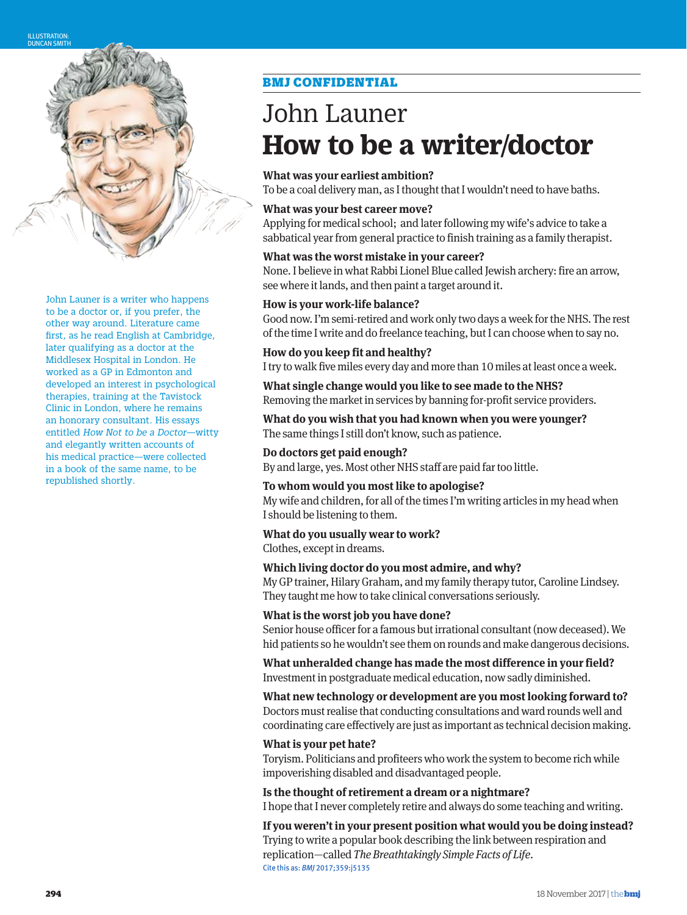ILLUSTRATION: DUNCAN SMITH

John Launer is a writer who happens to be a doctor or, if you prefer, the other way around. Literature came first, as he read English at Cambridge, later qualifying as a doctor at the Middlesex Hospital in London. He worked as a GP in Edmonton and developed an interest in psychological therapies, training at the Tavistock Clinic in London, where he remains an honorary consultant. His essays entitled *How Not to be a Doctor*—witty and elegantly written accounts of his medical practice—were collected in a book of the same name, to be republished shortly.

**BMJ CONFIDENTIAL**

# John Launer
# How to be a writer/doctor

**What was your earliest ambition?**
To be a coal delivery man, as I thought that I wouldn't need to have baths.

**What was your best career move?**
Applying for medical school; and later following my wife's advice to take a sabbatical year from general practice to finish training as a family therapist.

**What was the worst mistake in your career?**
None. I believe in what Rabbi Lionel Blue called Jewish archery: fire an arrow, see where it lands, and then paint a target around it.

**How is your work-life balance?**
Good now. I'm semi-retired and work only two days a week for the NHS. The rest of the time I write and do freelance teaching, but I can choose when to say no.

**How do you keep fit and healthy?**
I try to walk five miles every day and more than 10 miles at least once a week.

**What single change would you like to see made to the NHS?**
Removing the market in services by banning for-profit service providers.

**What do you wish that you had known when you were younger?**
The same things I still don't know, such as patience.

**Do doctors get paid enough?**
By and large, yes. Most other NHS staff are paid far too little.

**To whom would you most like to apologise?**
My wife and children, for all of the times I'm writing articles in my head when I should be listening to them.

**What do you usually wear to work?**
Clothes, except in dreams.

**Which living doctor do you most admire, and why?**
My GP trainer, Hilary Graham, and my family therapy tutor, Caroline Lindsey. They taught me how to take clinical conversations seriously.

**What is the worst job you have done?**
Senior house officer for a famous but irrational consultant (now deceased). We hid patients so he wouldn't see them on rounds and make dangerous decisions.

**What unheralded change has made the most difference in your field?**
Investment in postgraduate medical education, now sadly diminished.

**What new technology or development are you most looking forward to?**
Doctors must realise that conducting consultations and ward rounds well and coordinating care effectively are just as important as technical decision making.

**What is your pet hate?**
Toryism. Politicians and profiteers who work the system to become rich while impoverishing disabled and disadvantaged people.

**Is the thought of retirement a dream or a nightmare?**
I hope that I never completely retire and always do some teaching and writing.

**If you weren't in your present position what would you be doing instead?**
Trying to write a popular book describing the link between respiration and replication—called *The Breathtakingly Simple Facts of Life*.

Cite this as: *BMJ* 2017;359:j5135